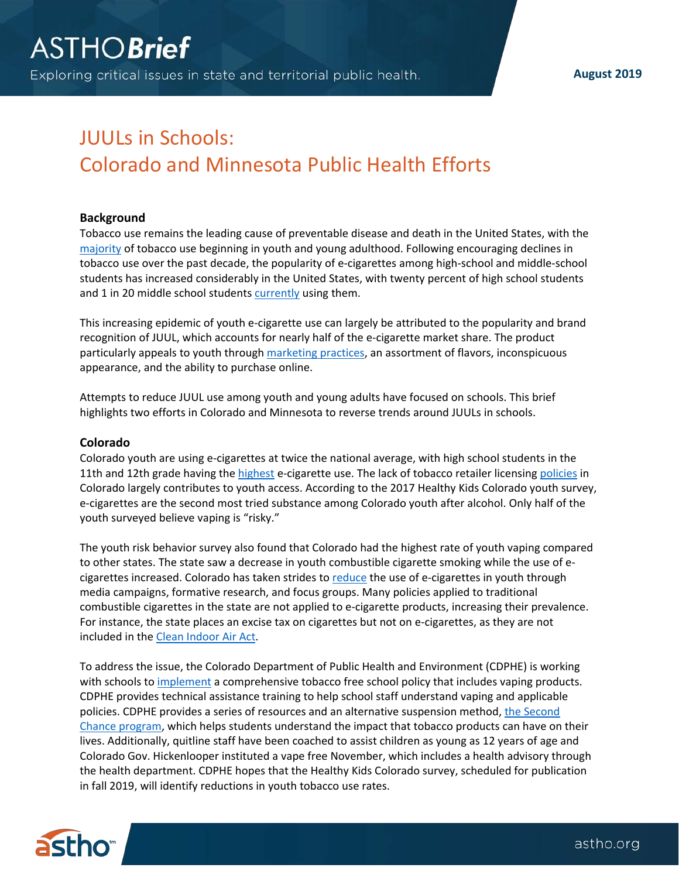# JUULs in Schools: Colorado and Minnesota Public Health Efforts

August 2019

## Background

Tobacco use remains the leading cause of preventable disease and death in the United States, with the majority of tobacco use beginning in youth and young adulthood. Following encouraging declines in tobacco use over the past decade, the popularity of e-cigarettes among high-school and middle-school students has increased considerably in the United States, with twenty percent of high school students and 1 in 20 middle school students currently using them.

This increasing epidemic of youth e-cigarette use can largely be attributed to the popularity and brand recognition of JUUL, which accounts for nearly half of the e-cigarette market share. The product particularly appeals to youth through marketing practices, an assortment of flavors, inconspicuous appearance, and the ability to purchase online.

Attempts to reduce JUUL use among youth and young adults have focused on schools. This brief highlights two efforts in Colorado and Minnesota to reverse trends around JUULs in schools.

## Colorado

Colorado youth are using e-cigarettes at twice the national average, with high school students in the 11th and 12th grade having the highest e-cigarette use. The lack of tobacco retailer licensing policies in Colorado largely contributes to youth access. According to the 2017 Healthy Kids Colorado youth survey, e-cigarettes are the second most tried substance among Colorado youth after alcohol. Only half of the youth surveyed believe vaping is "risky."

The youth risk behavior survey also found that Colorado had the highest rate of youth vaping compared to other states. The state saw a decrease in youth combustible cigarette smoking while the use of e-cigarettes increased. Colorado has taken strides to reduce the use of e-cigarettes in youth through media campaigns, formative research, and focus groups. Many policies applied to traditional combustible cigarettes in the state are not applied to e-cigarette products, increasing their prevalence. For instance, the state places an excise tax on cigarettes but not on e-cigarettes, as they are not included in the Clean Indoor Air Act.

To address the issue, the Colorado Department of Public Health and Environment (CDPHE) is working with schools to implement a comprehensive tobacco free school policy that includes vaping products. CDPHE provides technical assistance training to help school staff understand vaping and applicable policies. CDPHE provides a series of resources and an alternative suspension method, the Second Chance program, which helps students understand the impact that tobacco products can have on their lives. Additionally, quitline staff have been coached to assist children as young as 12 years of age and Colorado Gov. Hickenlooper instituted a vape free November, which includes a health advisory through the health department. CDPHE hopes that the Healthy Kids Colorado survey, scheduled for publication in fall 2019, will identify reductions in youth tobacco use rates.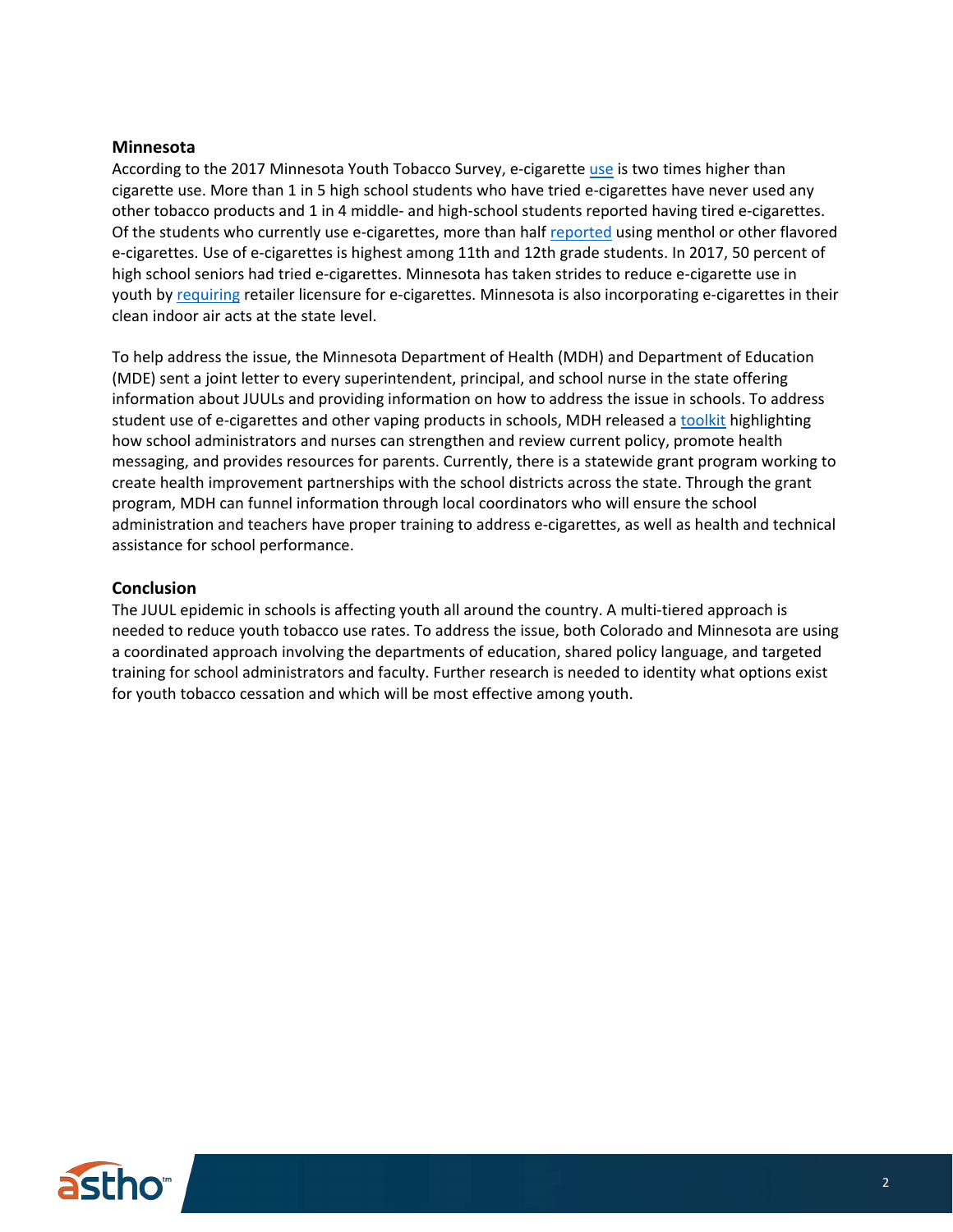### Minnesota

According to the 2017 Minnesota Youth Tobacco Survey, e-cigarette use is two times higher than cigarette use. More than 1 in 5 high school students who have tried e-cigarettes have never used any other tobacco products and 1 in 4 middle- and high-school students reported having tired e-cigarettes. Of the students who currently use e-cigarettes, more than half reported using menthol or other flavored e-cigarettes. Use of e-cigarettes is highest among 11th and 12th grade students. In 2017, 50 percent of high school seniors had tried e-cigarettes. Minnesota has taken strides to reduce e-cigarette use in youth by requiring retailer licensure for e-cigarettes. Minnesota is also incorporating e-cigarettes in their clean indoor air acts at the state level.

To help address the issue, the Minnesota Department of Health (MDH) and Department of Education (MDE) sent a joint letter to every superintendent, principal, and school nurse in the state offering information about JUULs and providing information on how to address the issue in schools. To address student use of e-cigarettes and other vaping products in schools, MDH released a toolkit highlighting how school administrators and nurses can strengthen and review current policy, promote health messaging, and provides resources for parents. Currently, there is a statewide grant program working to create health improvement partnerships with the school districts across the state. Through the grant program, MDH can funnel information through local coordinators who will ensure the school administration and teachers have proper training to address e-cigarettes, as well as health and technical assistance for school performance.

### Conclusion

The JUUL epidemic in schools is affecting youth all around the country. A multi-tiered approach is needed to reduce youth tobacco use rates. To address the issue, both Colorado and Minnesota are using a coordinated approach involving the departments of education, shared policy language, and targeted training for school administrators and faculty. Further research is needed to identity what options exist for youth tobacco cessation and which will be most effective among youth.